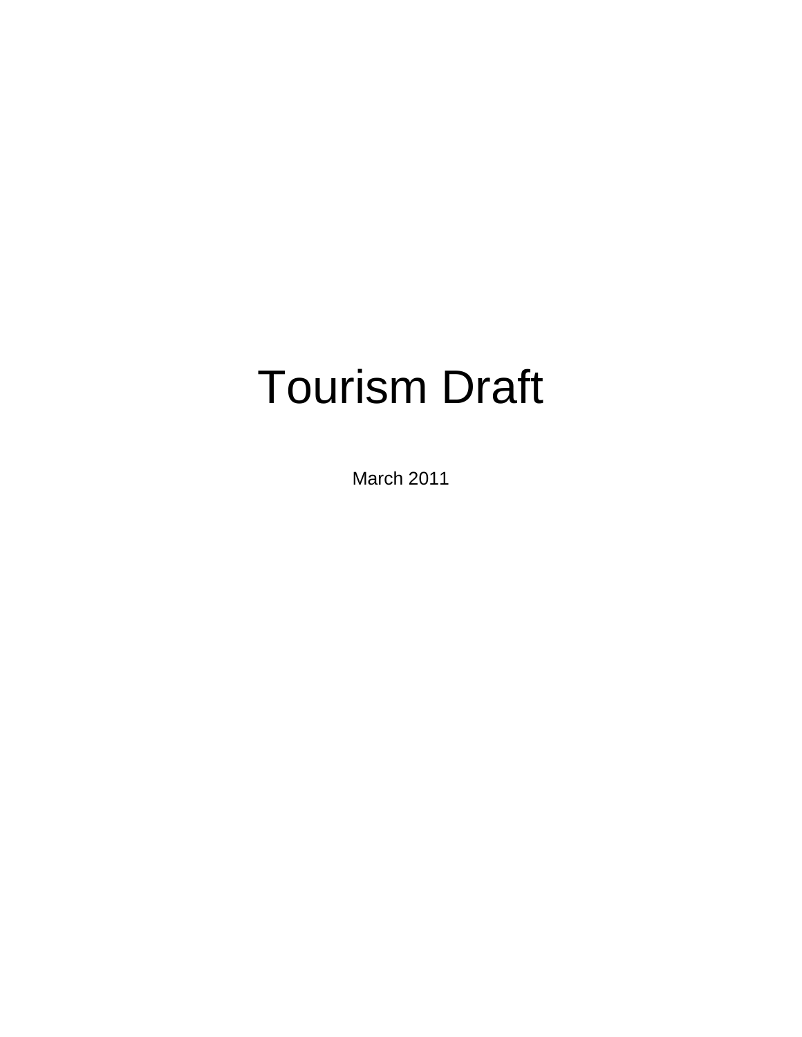# Tourism Draft

March 2011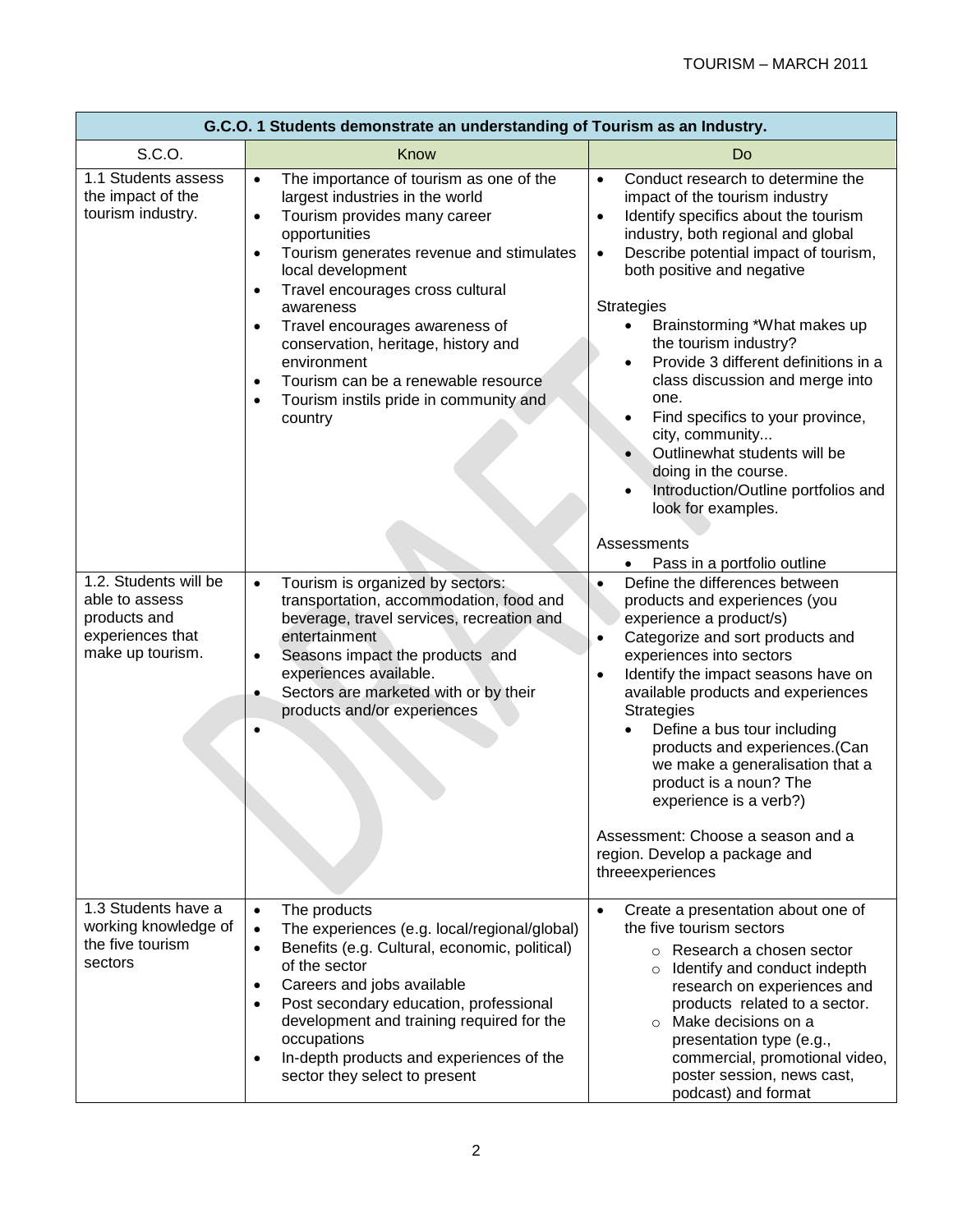| G.C.O. 1 Students demonstrate an understanding of Tourism as an Industry. | | |
|---|---|---|
| S.C.O. | Know | Do |
| 1.1 Students assess the impact of the tourism industry. | • The importance of tourism as one of the largest industries in the world<br>• Tourism provides many career opportunities<br>• Tourism generates revenue and stimulates local development<br>• Travel encourages cross cultural awareness<br>• Travel encourages awareness of conservation, heritage, history and environment<br>• Tourism can be a renewable resource<br>• Tourism instils pride in community and country | • Conduct research to determine the impact of the tourism industry<br>• Identify specifics about the tourism industry, both regional and global<br>• Describe potential impact of tourism, both positive and negative<br><br>Strategies<br>• Brainstorming *What makes up the tourism industry?<br>• Provide 3 different definitions in a class discussion and merge into one.<br>• Find specifics to your province, city, community...<br>• Outlinewhat students will be doing in the course.<br>• Introduction/Outline portfolios and look for examples.<br><br>Assessments<br>• Pass in a portfolio outline |
| 1.2. Students will be able to assess products and experiences that make up tourism. | • Tourism is organized by sectors: transportation, accommodation, food and beverage, travel services, recreation and entertainment<br>• Seasons impact the products and experiences available.<br>• Sectors are marketed with or by their products and/or experiences<br>• | • Define the differences between products and experiences (you experience a product/s)<br>• Categorize and sort products and experiences into sectors<br>• Identify the impact seasons have on available products and experiences<br>Strategies<br>• Define a bus tour including products and experiences.(Can we make a generalisation that a product is a noun? The experience is a verb?)<br><br>Assessment: Choose a season and a region. Develop a package and threeexperiences |
| 1.3 Students have a working knowledge of the five tourism sectors | • The products<br>• The experiences (e.g. local/regional/global)<br>• Benefits (e.g. Cultural, economic, political) of the sector<br>• Careers and jobs available<br>• Post secondary education, professional development and training required for the occupations<br>• In-depth products and experiences of the sector they select to present | • Create a presentation about one of the five tourism sectors<br>  ○ Research a chosen sector<br>  ○ Identify and conduct indepth research on experiences and products related to a sector.<br>  ○ Make decisions on a presentation type (e.g., commercial, promotional video, poster session, news cast, podcast) and format |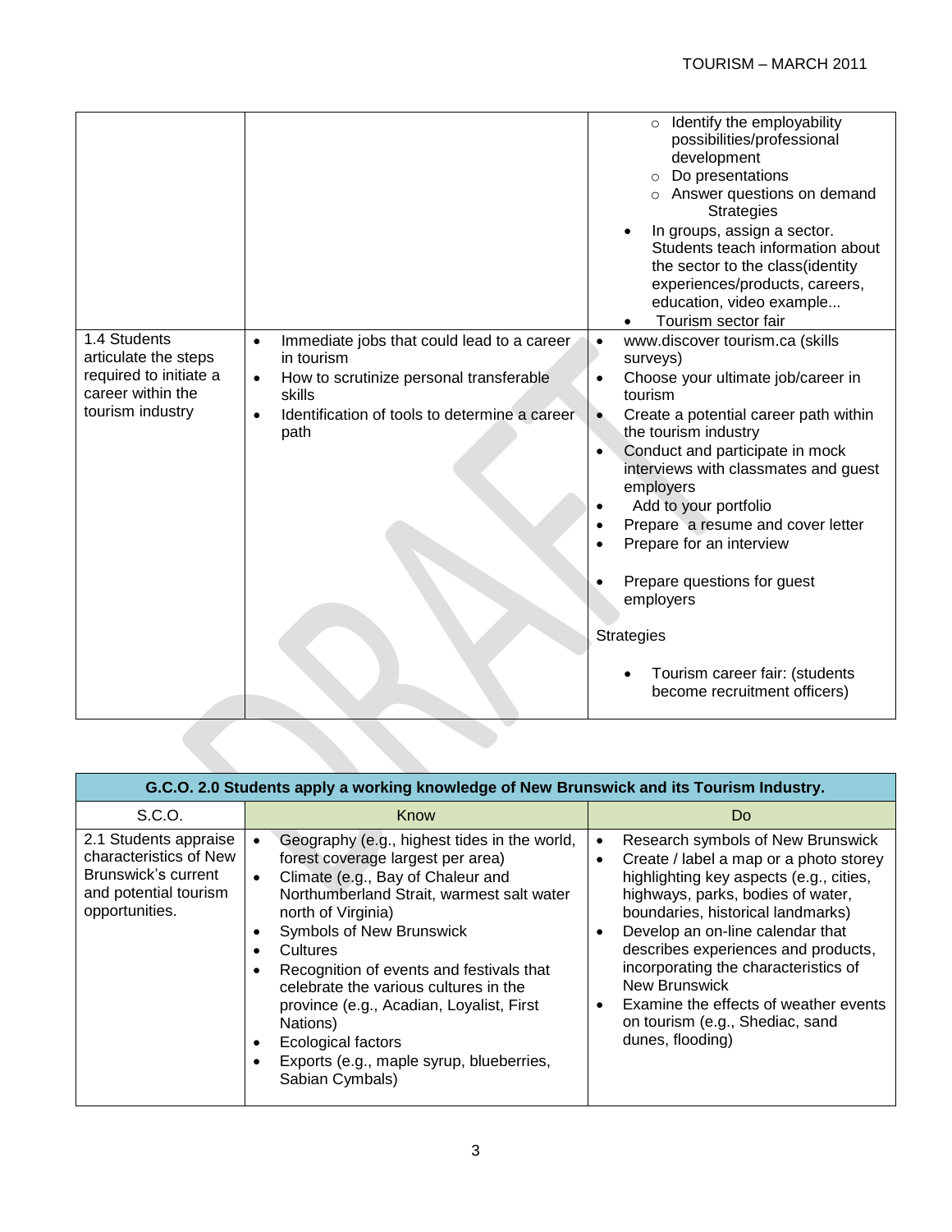| | | |
|---|---|---|
| | | ◦ Identify the employability possibilities/professional development<br>◦ Do presentations<br>◦ Answer questions on demand<br>Strategies<br>• In groups, assign a sector. Students teach information about the sector to the class(identity experiences/products, careers, education, video example...<br>• Tourism sector fair |
| 1.4 Students articulate the steps required to initiate a career within the tourism industry | • Immediate jobs that could lead to a career in tourism<br>• How to scrutinize personal transferable skills<br>• Identification of tools to determine a career path | • www.discover tourism.ca (skills surveys)<br>• Choose your ultimate job/career in tourism<br>• Create a potential career path within the tourism industry<br>• Conduct and participate in mock interviews with classmates and guest employers<br>• Add to your portfolio<br>• Prepare a resume and cover letter<br>• Prepare for an interview<br>• Prepare questions for guest employers<br>Strategies<br>• Tourism career fair: (students become recruitment officers) |

| G.C.O. 2.0 Students apply a working knowledge of New Brunswick and its Tourism Industry. | | |
|---|---|---|
| S.C.O. | Know | Do |
| 2.1 Students appraise characteristics of New Brunswick's current and potential tourism opportunities. | • Geography (e.g., highest tides in the world, forest coverage largest per area)<br>• Climate (e.g., Bay of Chaleur and Northumberland Strait, warmest salt water north of Virginia)<br>• Symbols of New Brunswick<br>• Cultures<br>• Recognition of events and festivals that celebrate the various cultures in the province (e.g., Acadian, Loyalist, First Nations)<br>• Ecological factors<br>• Exports (e.g., maple syrup, blueberries, Sabian Cymbals) | • Research symbols of New Brunswick<br>• Create / label a map or a photo storey highlighting key aspects (e.g., cities, highways, parks, bodies of water, boundaries, historical landmarks)<br>• Develop an on-line calendar that describes experiences and products, incorporating the characteristics of New Brunswick<br>• Examine the effects of weather events on tourism (e.g., Shediac, sand dunes, flooding) |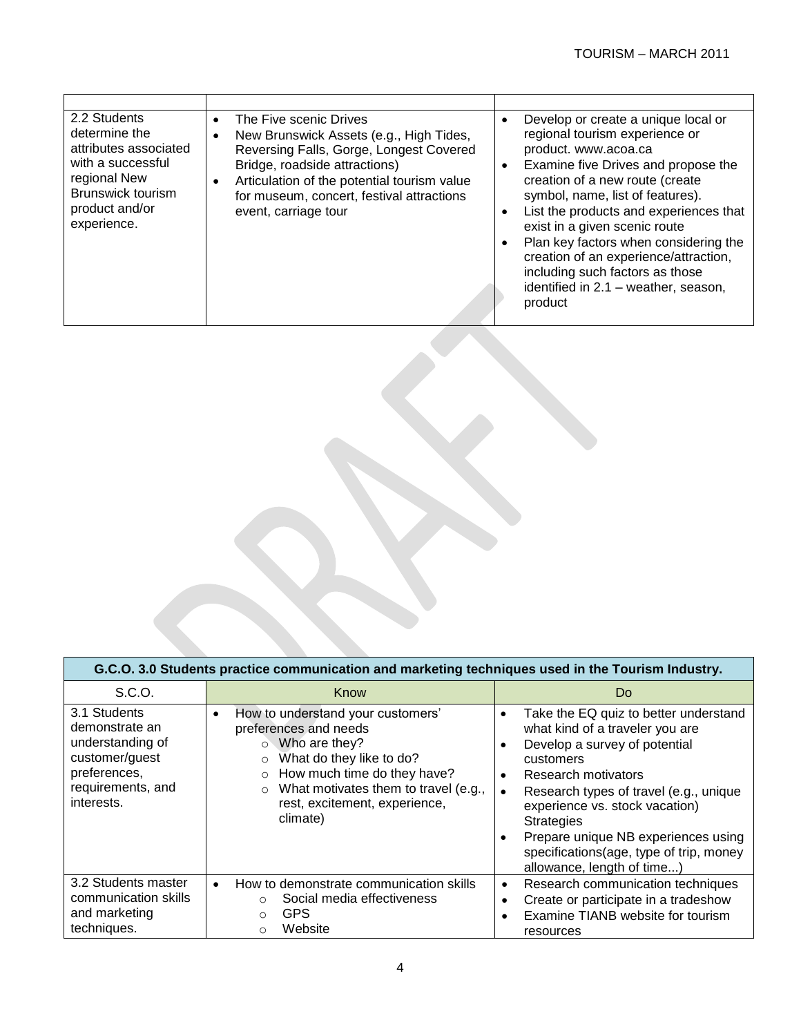| | | |
|---|---|---|
| 2.2 Students determine the attributes associated with a successful regional New Brunswick tourism product and/or experience. | • The Five scenic Drives<br>• New Brunswick Assets (e.g., High Tides, Reversing Falls, Gorge, Longest Covered Bridge, roadside attractions)<br>• Articulation of the potential tourism value for museum, concert, festival attractions event, carriage tour | • Develop or create a unique local or regional tourism experience or product. www.acoa.ca<br>• Examine five Drives and propose the creation of a new route (create symbol, name, list of features).<br>• List the products and experiences that exist in a given scenic route<br>• Plan key factors when considering the creation of an experience/attraction, including such factors as those identified in 2.1 – weather, season, product |

| G.C.O. 3.0 Students practice communication and marketing techniques used in the Tourism Industry. | | |
|---|---|---|
| S.C.O. | Know | Do |
| 3.1 Students demonstrate an understanding of customer/guest preferences, requirements, and interests. | • How to understand your customers' preferences and needs<br>&nbsp;&nbsp;○ Who are they?<br>&nbsp;&nbsp;○ What do they like to do?<br>&nbsp;&nbsp;○ How much time do they have?<br>&nbsp;&nbsp;○ What motivates them to travel (e.g., rest, excitement, experience, climate) | • Take the EQ quiz to better understand what kind of a traveler you are<br>• Develop a survey of potential customers<br>• Research motivators<br>• Research types of travel (e.g., unique experience vs. stock vacation) Strategies<br>• Prepare unique NB experiences using specifications(age, type of trip, money allowance, length of time...) |
| 3.2 Students master communication skills and marketing techniques. | • How to demonstrate communication skills<br>&nbsp;&nbsp;○ Social media effectiveness<br>&nbsp;&nbsp;○ GPS<br>&nbsp;&nbsp;○ Website | • Research communication techniques<br>• Create or participate in a tradeshow<br>• Examine TIANB website for tourism resources |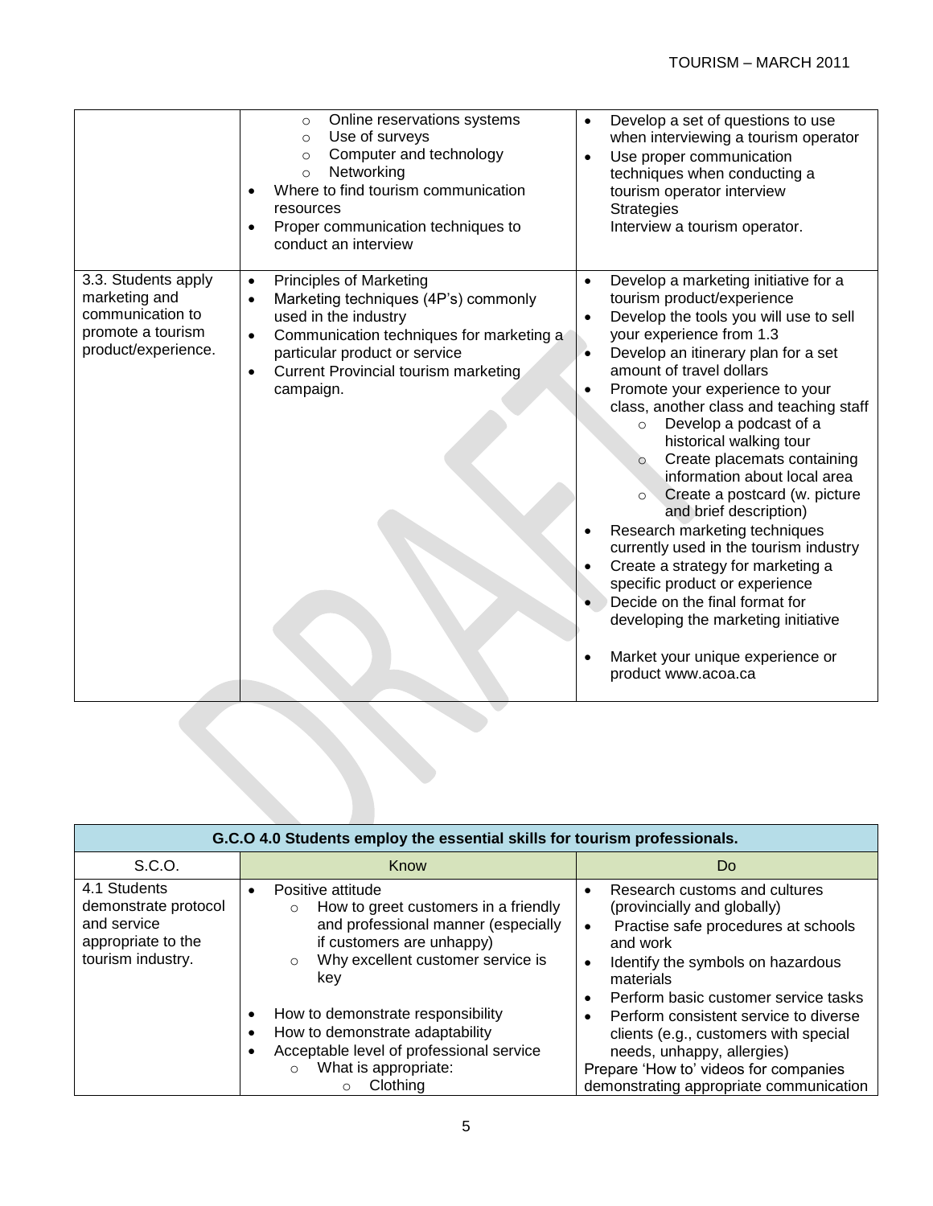| | <ul><li>Online reservations systems</li><li>Use of surveys</li><li>Computer and technology</li><li>Networking</li></ul>• Where to find tourism communication resources<br>• Proper communication techniques to conduct an interview | • Develop a set of questions to use when interviewing a tourism operator<br>• Use proper communication techniques when conducting a tourism operator interview Strategies Interview a tourism operator. |
|---|---|---|
| 3.3. Students apply marketing and communication to promote a tourism product/experience. | • Principles of Marketing<br>• Marketing techniques (4P's) commonly used in the industry<br>• Communication techniques for marketing a particular product or service<br>• Current Provincial tourism marketing campaign. | • Develop a marketing initiative for a tourism product/experience<br>• Develop the tools you will use to sell your experience from 1.3<br>• Develop an itinerary plan for a set amount of travel dollars<br>• Promote your experience to your class, another class and teaching staff<ul><li>Develop a podcast of a historical walking tour</li><li>Create placemats containing information about local area</li><li>Create a postcard (w. picture and brief description)</li></ul>• Research marketing techniques currently used in the tourism industry<br>• Create a strategy for marketing a specific product or experience<br>• Decide on the final format for developing the marketing initiative<br><br>• Market your unique experience or product www.acoa.ca |

| G.C.O 4.0 Students employ the essential skills for tourism professionals. | | |
|---|---|---|
| S.C.O. | Know | Do |
| 4.1 Students demonstrate protocol and service appropriate to the tourism industry. | • Positive attitude<ul><li>How to greet customers in a friendly and professional manner (especially if customers are unhappy)</li><li>Why excellent customer service is key</li></ul>• How to demonstrate responsibility<br>• How to demonstrate adaptability<br>• Acceptable level of professional service<ul><li>What is appropriate:<ul><li>Clothing</li></ul></li></ul> | • Research customs and cultures (provincially and globally)<br>• Practise safe procedures at schools and work<br>• Identify the symbols on hazardous materials<br>• Perform basic customer service tasks<br>• Perform consistent service to diverse clients (e.g., customers with special needs, unhappy, allergies)<br>Prepare 'How to' videos for companies demonstrating appropriate communication |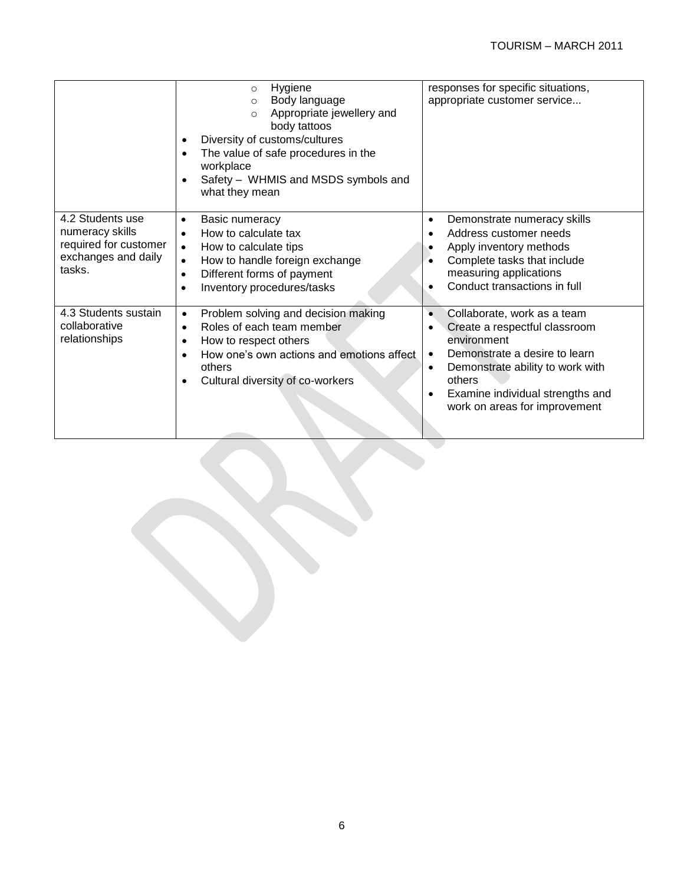| | | |
|---|---|---|
| | ○ Hygiene<br>○ Body language<br>○ Appropriate jewellery and body tattoos<br>• Diversity of customs/cultures<br>• The value of safe procedures in the workplace<br>• Safety – WHMIS and MSDS symbols and what they mean | responses for specific situations, appropriate customer service... |
| 4.2 Students use numeracy skills required for customer exchanges and daily tasks. | • Basic numeracy<br>• How to calculate tax<br>• How to calculate tips<br>• How to handle foreign exchange<br>• Different forms of payment<br>• Inventory procedures/tasks | • Demonstrate numeracy skills<br>• Address customer needs<br>• Apply inventory methods<br>• Complete tasks that include measuring applications<br>• Conduct transactions in full |
| 4.3 Students sustain collaborative relationships | • Problem solving and decision making<br>• Roles of each team member<br>• How to respect others<br>• How one's own actions and emotions affect others<br>• Cultural diversity of co-workers | • Collaborate, work as a team<br>• Create a respectful classroom environment<br>• Demonstrate a desire to learn<br>• Demonstrate ability to work with others<br>• Examine individual strengths and work on areas for improvement |